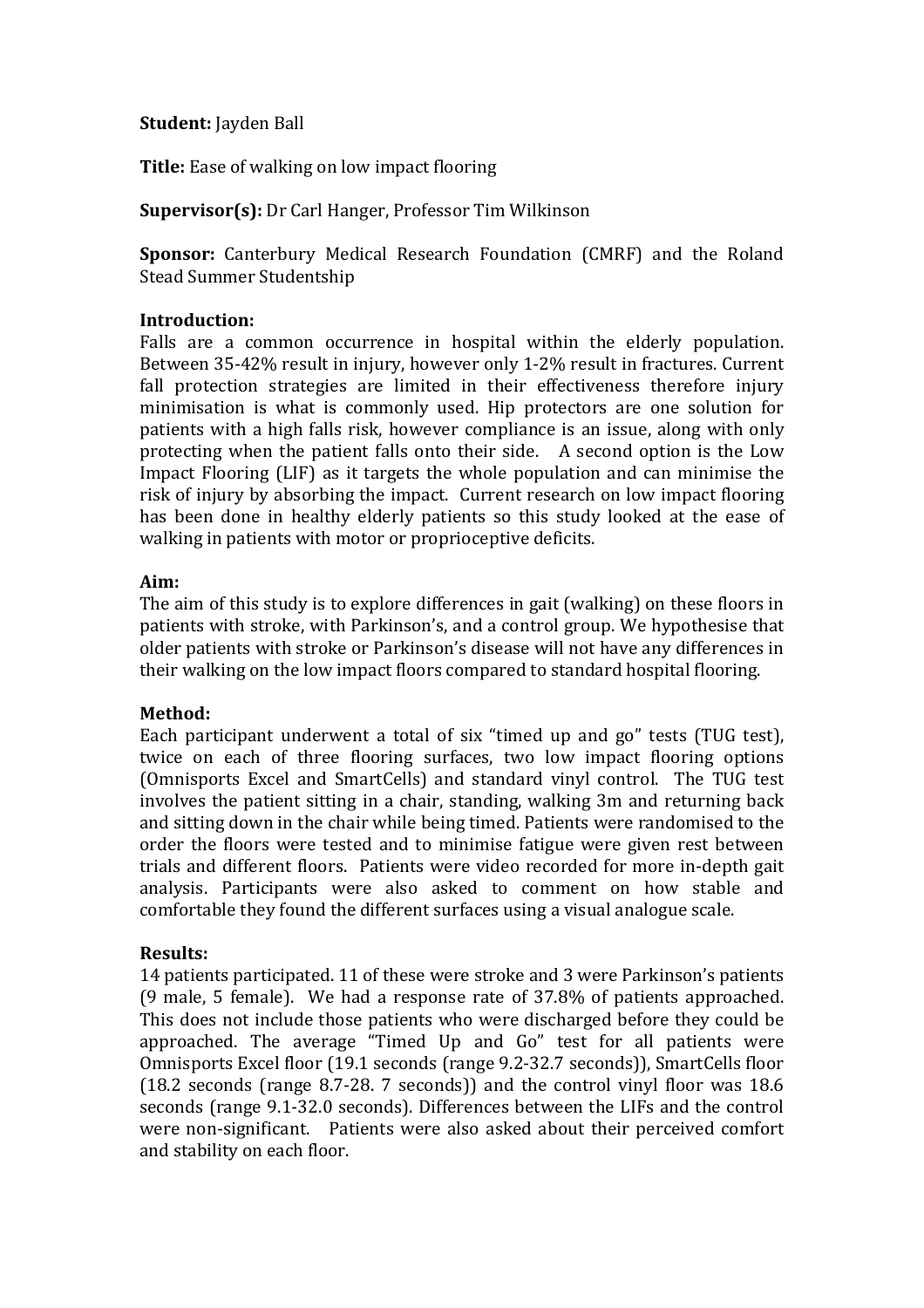**Student:** Jayden Ball

**Title:** Ease of walking on low impact flooring

**Supervisor(s):** Dr Carl Hanger, Professor Tim Wilkinson

**Sponsor:** Canterbury Medical Research Foundation (CMRF) and the Roland Stead Summer Studentship

**Introduction:**

Falls are a common occurrence in hospital within the elderly population. Between 35-42% result in injury, however only 1-2% result in fractures. Current fall protection strategies are limited in their effectiveness therefore injury minimisation is what is commonly used. Hip protectors are one solution for patients with a high falls risk, however compliance is an issue, along with only protecting when the patient falls onto their side. A second option is the Low Impact Flooring (LIF) as it targets the whole population and can minimise the risk of injury by absorbing the impact. Current research on low impact flooring has been done in healthy elderly patients so this study looked at the ease of walking in patients with motor or proprioceptive deficits.

**Aim:**

The aim of this study is to explore differences in gait (walking) on these floors in patients with stroke, with Parkinson's, and a control group. We hypothesise that older patients with stroke or Parkinson's disease will not have any differences in their walking on the low impact floors compared to standard hospital flooring.

**Method:**

Each participant underwent a total of six "timed up and go" tests (TUG test), twice on each of three flooring surfaces, two low impact flooring options (Omnisports Excel and SmartCells) and standard vinyl control. The TUG test involves the patient sitting in a chair, standing, walking 3m and returning back and sitting down in the chair while being timed. Patients were randomised to the order the floors were tested and to minimise fatigue were given rest between trials and different floors. Patients were video recorded for more in-depth gait analysis. Participants were also asked to comment on how stable and comfortable they found the different surfaces using a visual analogue scale.

**Results:**

14 patients participated. 11 of these were stroke and 3 were Parkinson's patients (9 male, 5 female). We had a response rate of 37.8% of patients approached. This does not include those patients who were discharged before they could be approached. The average "Timed Up and Go" test for all patients were Omnisports Excel floor (19.1 seconds (range 9.2-32.7 seconds)), SmartCells floor (18.2 seconds (range 8.7-28. 7 seconds)) and the control vinyl floor was 18.6 seconds (range 9.1-32.0 seconds). Differences between the LIFs and the control were non-significant. Patients were also asked about their perceived comfort and stability on each floor.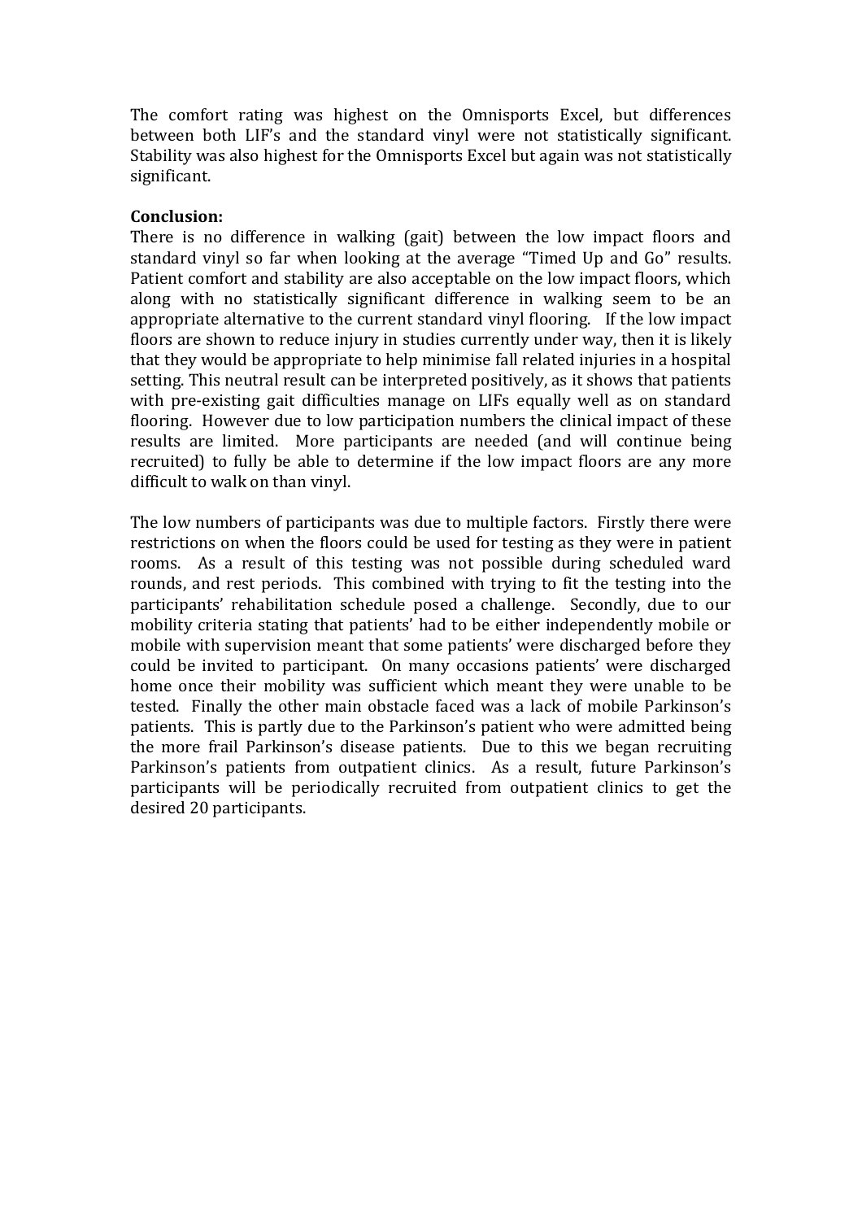The comfort rating was highest on the Omnisports Excel, but differences between both LIF's and the standard vinyl were not statistically significant. Stability was also highest for the Omnisports Excel but again was not statistically significant.

**Conclusion:**

There is no difference in walking (gait) between the low impact floors and standard vinyl so far when looking at the average "Timed Up and Go" results. Patient comfort and stability are also acceptable on the low impact floors, which along with no statistically significant difference in walking seem to be an appropriate alternative to the current standard vinyl flooring. If the low impact floors are shown to reduce injury in studies currently under way, then it is likely that they would be appropriate to help minimise fall related injuries in a hospital setting. This neutral result can be interpreted positively, as it shows that patients with pre-existing gait difficulties manage on LIFs equally well as on standard flooring. However due to low participation numbers the clinical impact of these results are limited. More participants are needed (and will continue being recruited) to fully be able to determine if the low impact floors are any more difficult to walk on than vinyl.

The low numbers of participants was due to multiple factors. Firstly there were restrictions on when the floors could be used for testing as they were in patient rooms. As a result of this testing was not possible during scheduled ward rounds, and rest periods. This combined with trying to fit the testing into the participants' rehabilitation schedule posed a challenge. Secondly, due to our mobility criteria stating that patients' had to be either independently mobile or mobile with supervision meant that some patients' were discharged before they could be invited to participant. On many occasions patients' were discharged home once their mobility was sufficient which meant they were unable to be tested. Finally the other main obstacle faced was a lack of mobile Parkinson's patients. This is partly due to the Parkinson's patient who were admitted being the more frail Parkinson's disease patients. Due to this we began recruiting Parkinson's patients from outpatient clinics. As a result, future Parkinson's participants will be periodically recruited from outpatient clinics to get the desired 20 participants.